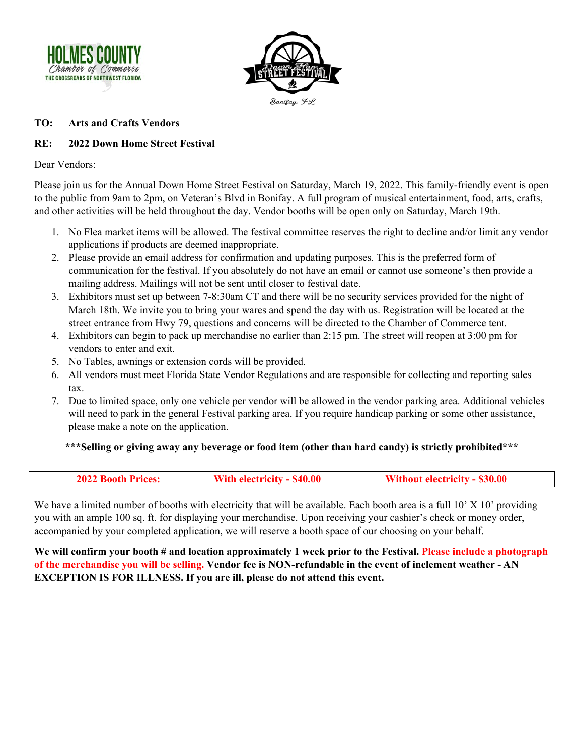**TO: Arts and Crafts Vendors**

**RE: 2022 Down Home Street Festival**

Dear Vendors:

Please join us for the Annual Down Home Street Festival on Saturday, March 19, 2022. This family-friendly event is open to the public from 9am to 2pm, on Veteran's Blvd in Bonifay. A full program of musical entertainment, food, arts, crafts, and other activities will be held throughout the day. Vendor booths will be open only on Saturday, March 19th.

1. No Flea market items will be allowed. The festival committee reserves the right to decline and/or limit any vendor applications if products are deemed inappropriate.
2. Please provide an email address for confirmation and updating purposes. This is the preferred form of communication for the festival. If you absolutely do not have an email or cannot use someone's then provide a mailing address. Mailings will not be sent until closer to festival date.
3. Exhibitors must set up between 7-8:30am CT and there will be no security services provided for the night of March 18th. We invite you to bring your wares and spend the day with us. Registration will be located at the street entrance from Hwy 79, questions and concerns will be directed to the Chamber of Commerce tent.
4. Exhibitors can begin to pack up merchandise no earlier than 2:15 pm. The street will reopen at 3:00 pm for vendors to enter and exit.
5. No Tables, awnings or extension cords will be provided.
6. All vendors must meet Florida State Vendor Regulations and are responsible for collecting and reporting sales tax.
7. Due to limited space, only one vehicle per vendor will be allowed in the vendor parking area. Additional vehicles will need to park in the general Festival parking area. If you require handicap parking or some other assistance, please make a note on the application.

**\*\*\*Selling or giving away any beverage or food item (other than hard candy) is strictly prohibited\*\*\***

| 2022 Booth Prices: | With electricity - $40.00 | Without electricity - $30.00 |
|---|---|---|

We have a limited number of booths with electricity that will be available. Each booth area is a full 10' X 10' providing you with an ample 100 sq. ft. for displaying your merchandise. Upon receiving your cashier's check or money order, accompanied by your completed application, we will reserve a booth space of our choosing on your behalf.

**We will confirm your booth # and location approximately 1 week prior to the Festival. Please include a photograph of the merchandise you will be selling. Vendor fee is NON-refundable in the event of inclement weather - AN EXCEPTION IS FOR ILLNESS. If you are ill, please do not attend this event.**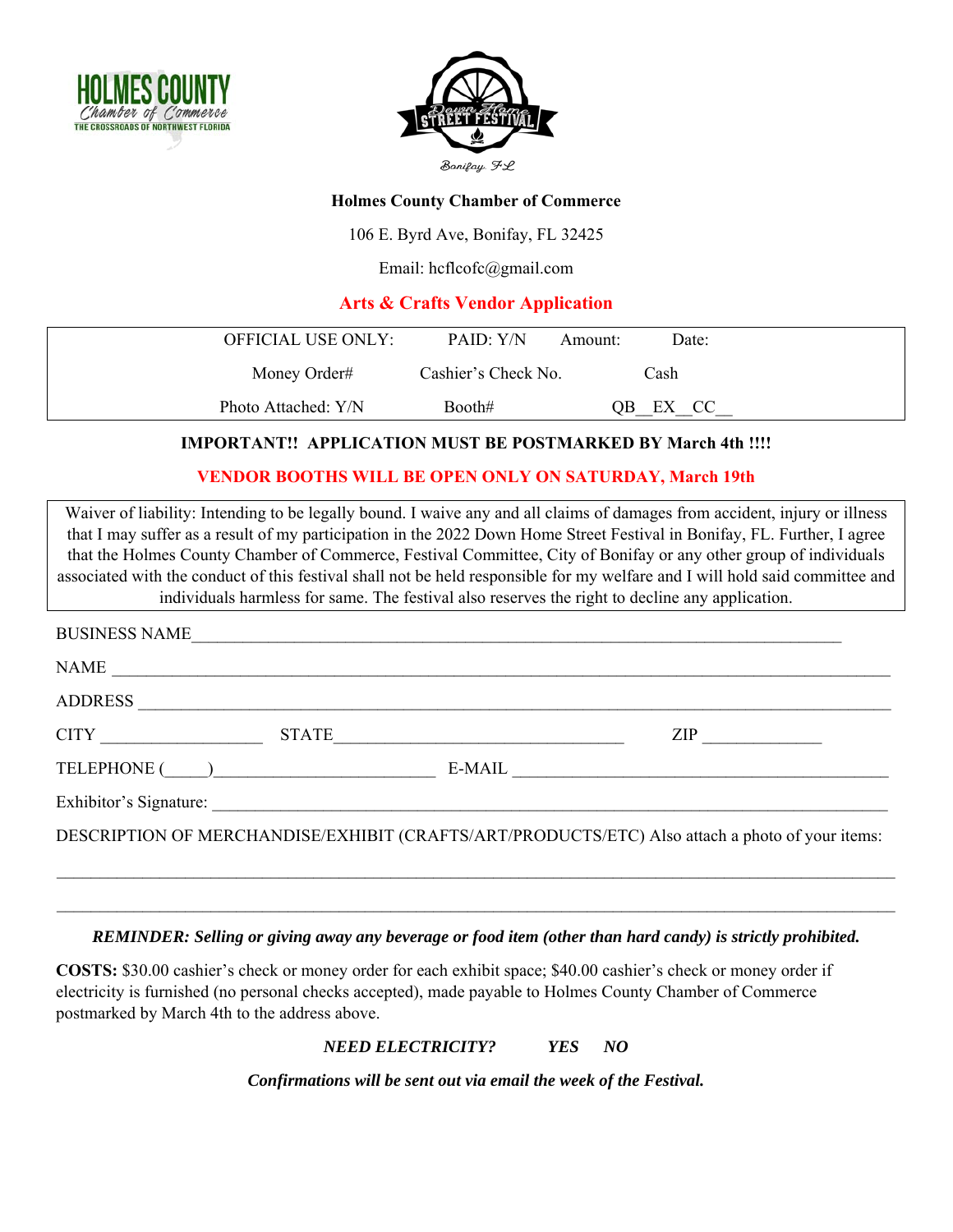**Holmes County Chamber of Commerce**

106 E. Byrd Ave, Bonifay, FL 32425

Email: hcflcofc@gmail.com

## Arts & Crafts Vendor Application

| | | | |
|---|---|---|---|
| OFFICIAL USE ONLY: | PAID: Y/N | Amount: | Date: |
| Money Order# | Cashier's Check No. | Cash | |
| Photo Attached: Y/N | Booth# | QB__EX__CC__ | |

**IMPORTANT!! APPLICATION MUST BE POSTMARKED BY March 4th !!!!**

**VENDOR BOOTHS WILL BE OPEN ONLY ON SATURDAY, March 19th**

Waiver of liability: Intending to be legally bound. I waive any and all claims of damages from accident, injury or illness that I may suffer as a result of my participation in the 2022 Down Home Street Festival in Bonifay, FL. Further, I agree that the Holmes County Chamber of Commerce, Festival Committee, City of Bonifay or any other group of individuals associated with the conduct of this festival shall not be held responsible for my welfare and I will hold said committee and individuals harmless for same. The festival also reserves the right to decline any application.

BUSINESS NAME______________________________________________________________________

NAME ______________________________________________________________________________

ADDRESS ___________________________________________________________________________

CITY _________________ STATE _______________________________ ZIP _____________

TELEPHONE (_____)________________________ E-MAIL _________________________________________

Exhibitor's Signature: ___________________________________________________________________

DESCRIPTION OF MERCHANDISE/EXHIBIT (CRAFTS/ART/PRODUCTS/ETC) Also attach a photo of your items:

_____________________________________________________________________________________

_____________________________________________________________________________________

***REMINDER: Selling or giving away any beverage or food item (other than hard candy) is strictly prohibited.***

**COSTS:** $30.00 cashier's check or money order for each exhibit space; $40.00 cashier's check or money order if electricity is furnished (no personal checks accepted), made payable to Holmes County Chamber of Commerce postmarked by March 4th to the address above.

***NEED ELECTRICITY? YES NO***

***Confirmations will be sent out via email the week of the Festival.***